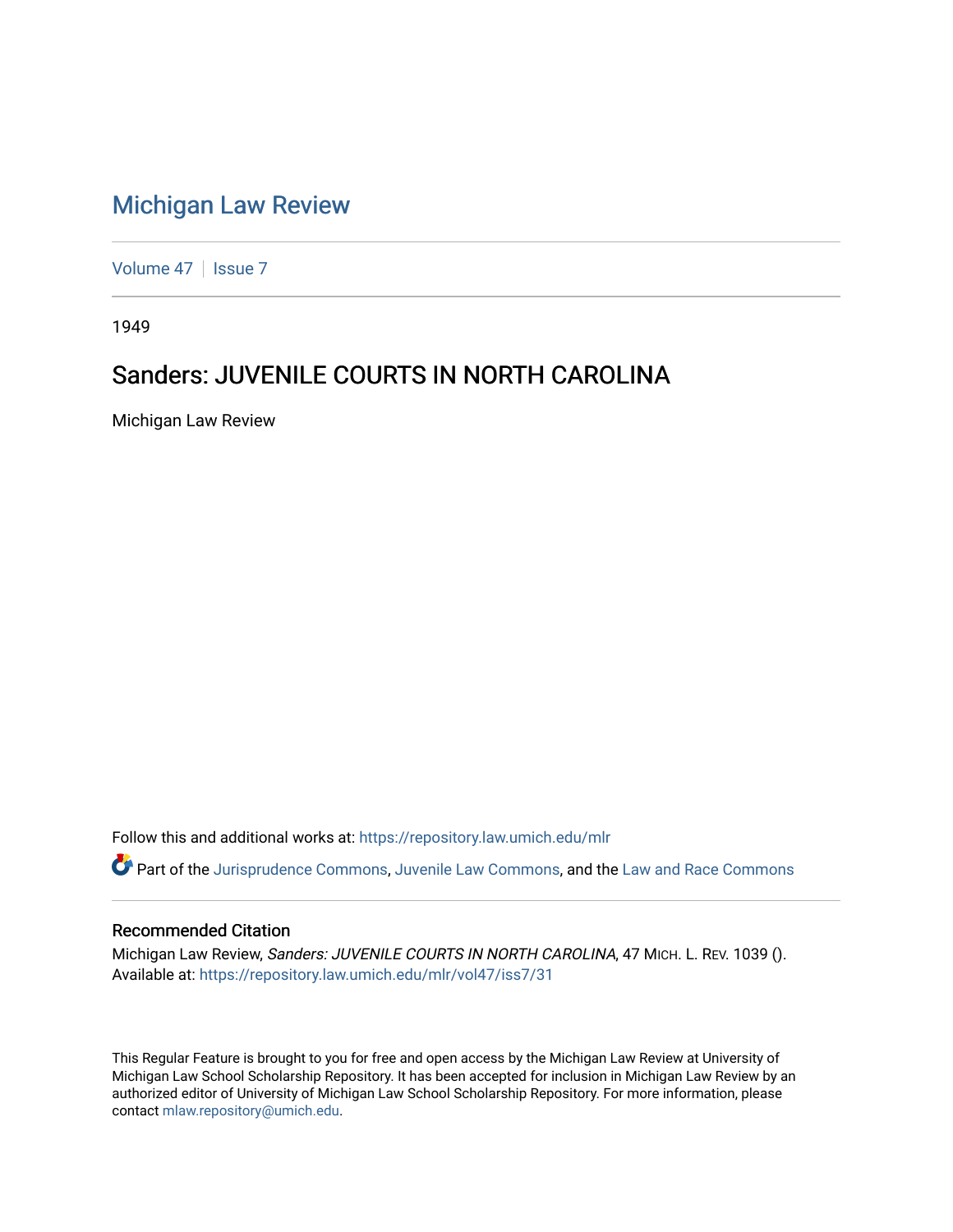# Michigan Law Review

Volume 47 | Issue 7

1949

## Sanders: JUVENILE COURTS IN NORTH CAROLINA

Michigan Law Review

Follow this and additional works at: https://repository.law.umich.edu/mlr

Part of the Jurisprudence Commons, Juvenile Law Commons, and the Law and Race Commons

### Recommended Citation

Michigan Law Review, *Sanders: JUVENILE COURTS IN NORTH CAROLINA*, 47 MICH. L. REV. 1039 ().
Available at: https://repository.law.umich.edu/mlr/vol47/iss7/31

This Regular Feature is brought to you for free and open access by the Michigan Law Review at University of Michigan Law School Scholarship Repository. It has been accepted for inclusion in Michigan Law Review by an authorized editor of University of Michigan Law School Scholarship Repository. For more information, please contact mlaw.repository@umich.edu.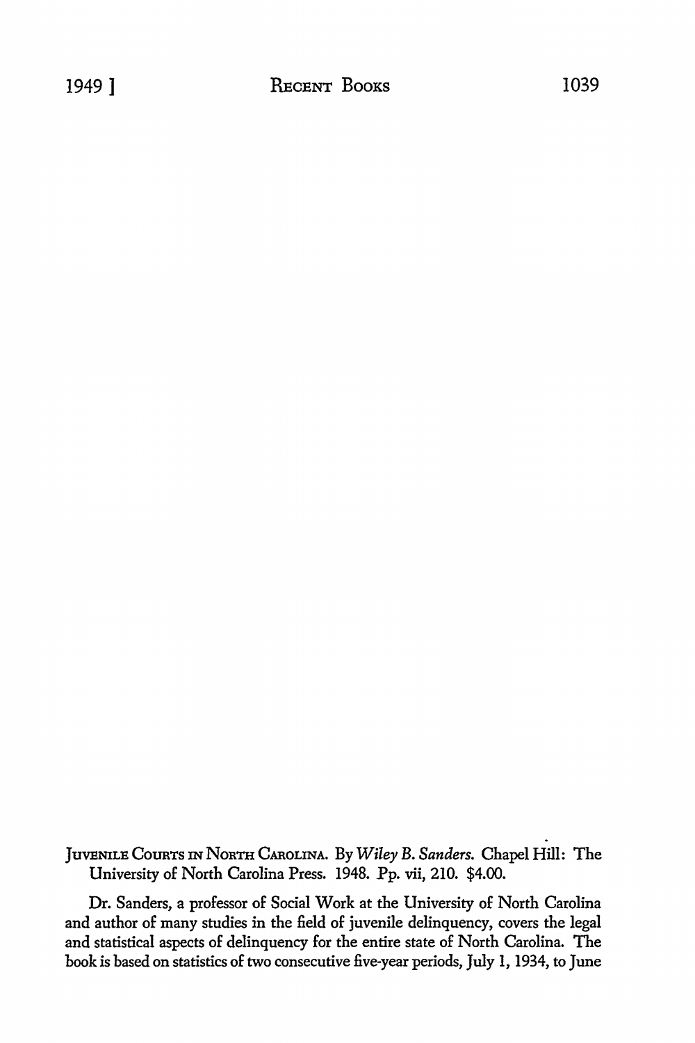JUVENILE COURTS IN NORTH CAROLINA. By *Wiley B. Sanders.* Chapel Hill: The University of North Carolina Press. 1948. Pp. vii, 210. $4.00.

Dr. Sanders, a professor of Social Work at the University of North Carolina and author of many studies in the field of juvenile delinquency, covers the legal and statistical aspects of delinquency for the entire state of North Carolina. The book is based on statistics of two consecutive five-year periods, July 1, 1934, to June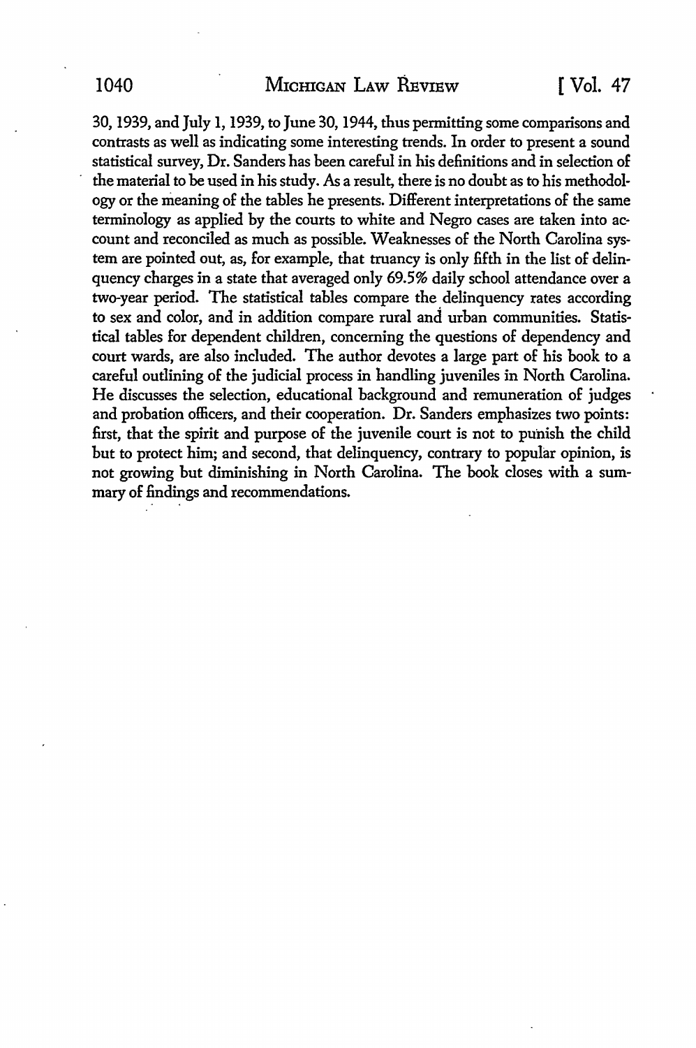30, 1939, and July 1, 1939, to June 30, 1944, thus permitting some comparisons and contrasts as well as indicating some interesting trends. In order to present a sound statistical survey, Dr. Sanders has been careful in his definitions and in selection of the material to be used in his study. As a result, there is no doubt as to his methodology or the meaning of the tables he presents. Different interpretations of the same terminology as applied by the courts to white and Negro cases are taken into account and reconciled as much as possible. Weaknesses of the North Carolina system are pointed out, as, for example, that truancy is only fifth in the list of delinquency charges in a state that averaged only 69.5% daily school attendance over a two-year period. The statistical tables compare the delinquency rates according to sex and color, and in addition compare rural and urban communities. Statistical tables for dependent children, concerning the questions of dependency and court wards, are also included. The author devotes a large part of his book to a careful outlining of the judicial process in handling juveniles in North Carolina. He discusses the selection, educational background and remuneration of judges and probation officers, and their cooperation. Dr. Sanders emphasizes two points: first, that the spirit and purpose of the juvenile court is not to punish the child but to protect him; and second, that delinquency, contrary to popular opinion, is not growing but diminishing in North Carolina. The book closes with a summary of findings and recommendations.